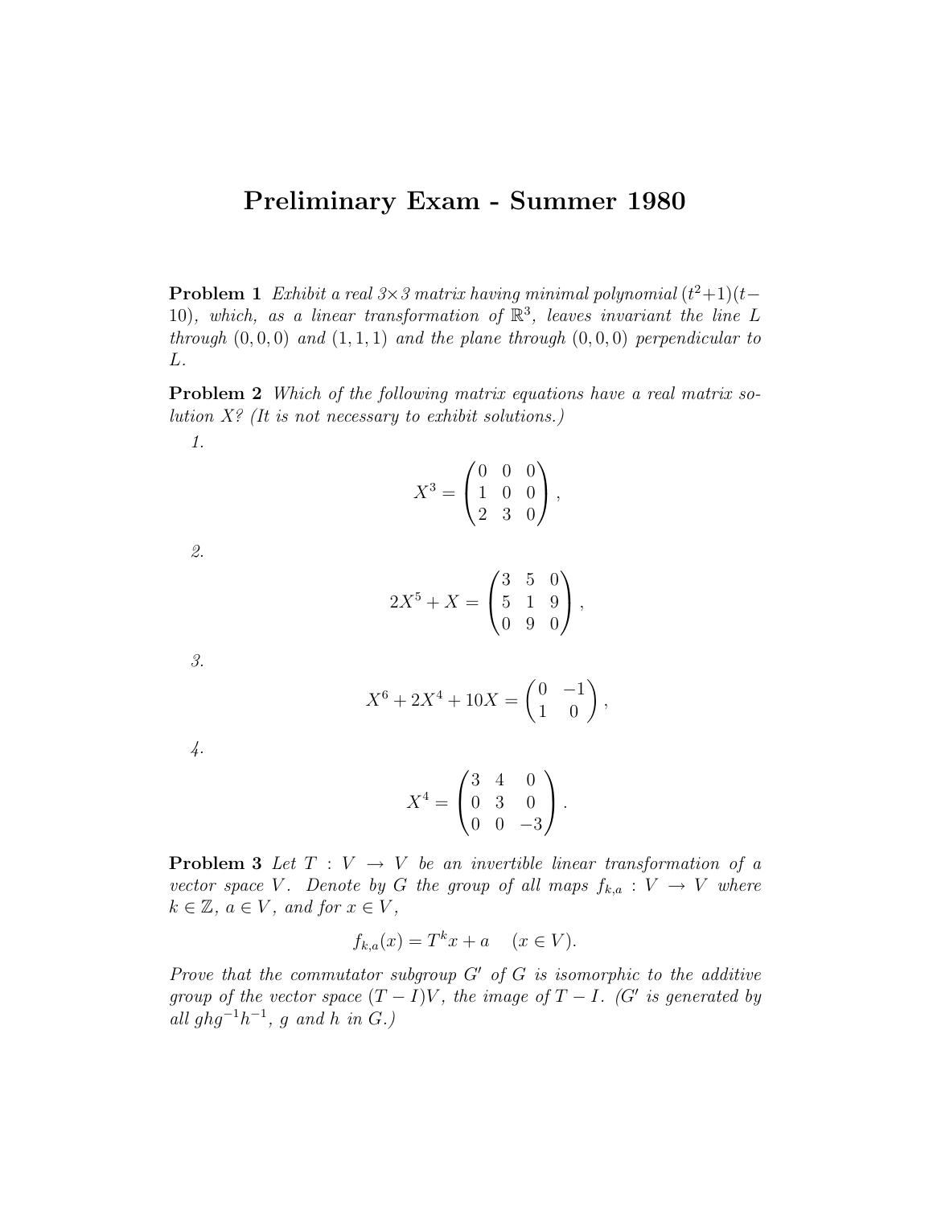# Preliminary Exam - Summer 1980

**Problem 1** *Exhibit a real 3×3 matrix having minimal polynomial* $(t^2+1)(t-10)$*, which, as a linear transformation of* $\mathbb{R}^3$*, leaves invariant the line* $L$ *through* $(0,0,0)$ *and* $(1,1,1)$ *and the plane through* $(0,0,0)$ *perpendicular to* $L$*.*

**Problem 2** *Which of the following matrix equations have a real matrix solution X? (It is not necessary to exhibit solutions.)*

1.
$$X^3 = \begin{pmatrix} 0 & 0 & 0 \\ 1 & 0 & 0 \\ 2 & 3 & 0 \end{pmatrix},$$

2.
$$2X^5 + X = \begin{pmatrix} 3 & 5 & 0 \\ 5 & 1 & 9 \\ 0 & 9 & 0 \end{pmatrix},$$

3.
$$X^6 + 2X^4 + 10X = \begin{pmatrix} 0 & -1 \\ 1 & 0 \end{pmatrix},$$

4.
$$X^4 = \begin{pmatrix} 3 & 4 & 0 \\ 0 & 3 & 0 \\ 0 & 0 & -3 \end{pmatrix}.$$

**Problem 3** *Let* $T : V \to V$ *be an invertible linear transformation of a vector space* $V$*. Denote by* $G$ *the group of all maps* $f_{k,a} : V \to V$ *where* $k \in \mathbb{Z}$*,* $a \in V$*, and for* $x \in V$*,*

$$f_{k,a}(x) = T^k x + a \quad (x \in V).$$

*Prove that the commutator subgroup* $G'$ *of* $G$ *is isomorphic to the additive group of the vector space* $(T - I)V$*, the image of* $T - I$*. (*$G'$ *is generated by all* $ghg^{-1}h^{-1}$*,* $g$ *and* $h$ *in* $G$*.)*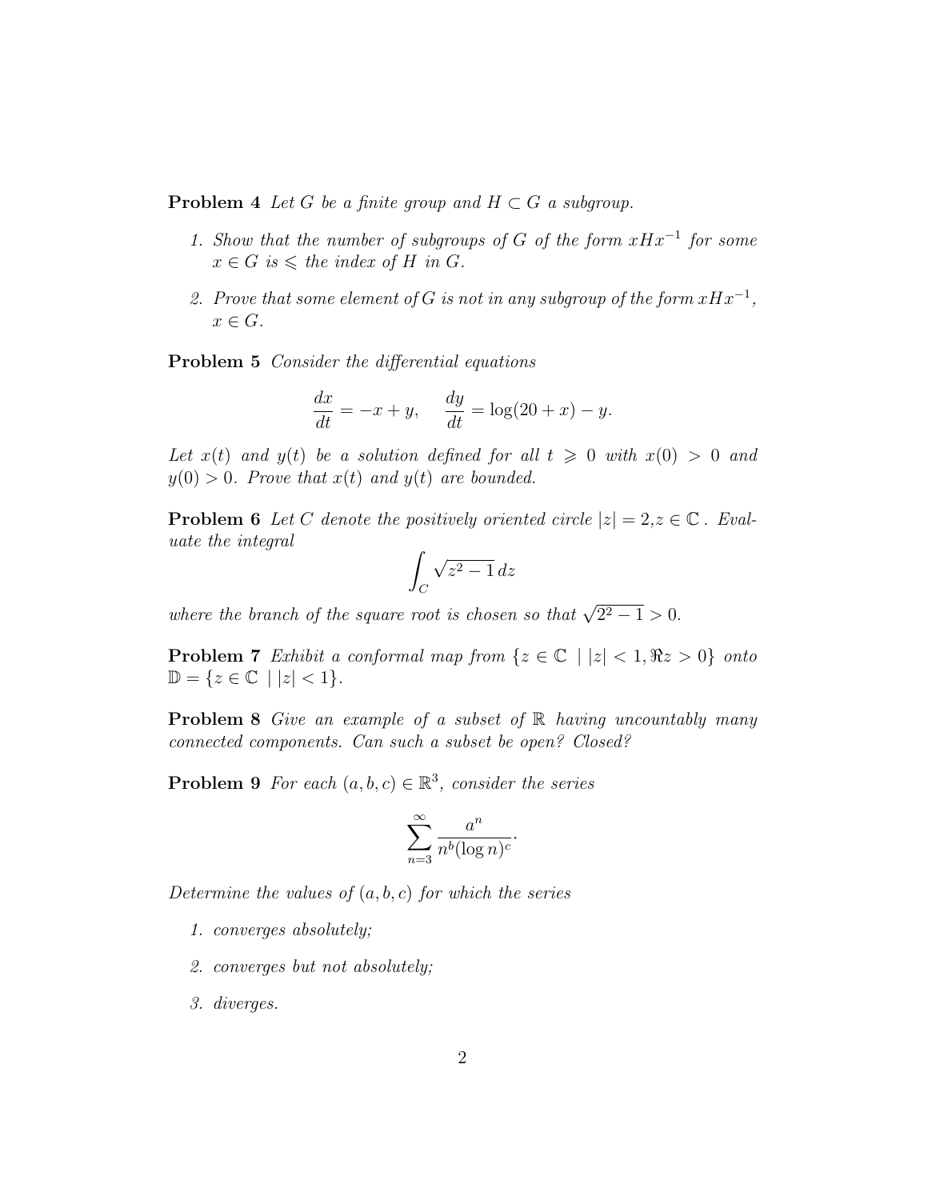**Problem 4** *Let $G$ be a finite group and $H \subset G$ a subgroup.*

1. *Show that the number of subgroups of $G$ of the form $xHx^{-1}$ for some $x \in G$ is $\leqslant$ the index of $H$ in $G$.*

2. *Prove that some element of $G$ is not in any subgroup of the form $xHx^{-1}$, $x \in G$.*

**Problem 5** *Consider the differential equations*

$$\frac{dx}{dt} = -x + y, \qquad \frac{dy}{dt} = \log(20 + x) - y.$$

*Let $x(t)$ and $y(t)$ be a solution defined for all $t \geqslant 0$ with $x(0) > 0$ and $y(0) > 0$. Prove that $x(t)$ and $y(t)$ are bounded.*

**Problem 6** *Let $C$ denote the positively oriented circle $|z| = 2, z \in \mathbb{C}$ . Evaluate the integral*

$$\int_C \sqrt{z^2 - 1}\, dz$$

*where the branch of the square root is chosen so that $\sqrt{2^2 - 1} > 0$.*

**Problem 7** *Exhibit a conformal map from $\{z \in \mathbb{C} \mid |z| < 1, \Re z > 0\}$ onto $\mathbb{D} = \{z \in \mathbb{C} \mid |z| < 1\}$.*

**Problem 8** *Give an example of a subset of $\mathbb{R}$ having uncountably many connected components. Can such a subset be open? Closed?*

**Problem 9** *For each $(a, b, c) \in \mathbb{R}^3$, consider the series*

$$\sum_{n=3}^{\infty} \frac{a^n}{n^b (\log n)^c}.$$

*Determine the values of $(a, b, c)$ for which the series*

1. *converges absolutely;*

2. *converges but not absolutely;*

3. *diverges.*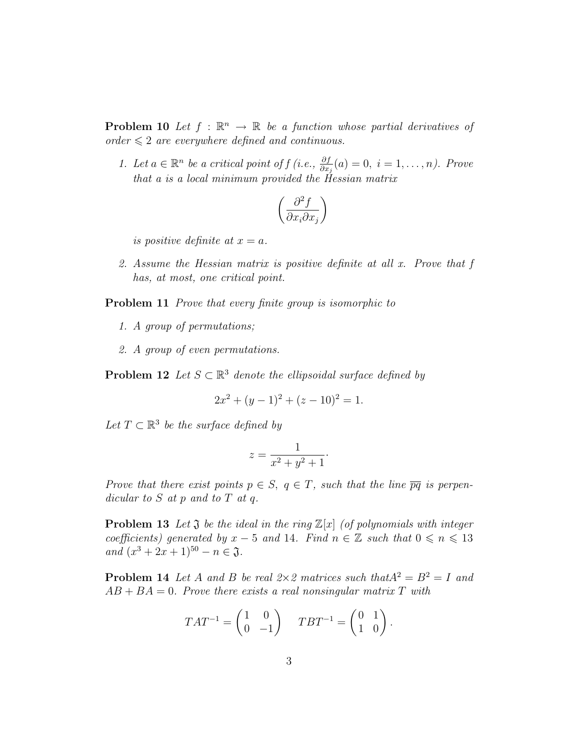**Problem 10** *Let $f : \mathbb{R}^n \to \mathbb{R}$ be a function whose partial derivatives of order $\leqslant 2$ are everywhere defined and continuous.*

1. *Let $a \in \mathbb{R}^n$ be a critical point of $f$ (i.e., $\frac{\partial f}{\partial x_j}(a) = 0,\ i = 1, \ldots, n$). Prove that $a$ is a local minimum provided the Hessian matrix*

$$\left( \frac{\partial^2 f}{\partial x_i \partial x_j} \right)$$

   *is positive definite at $x = a$.*

2. *Assume the Hessian matrix is positive definite at all $x$. Prove that $f$ has, at most, one critical point.*

**Problem 11** *Prove that every finite group is isomorphic to*

1. *A group of permutations;*
2. *A group of even permutations.*

**Problem 12** *Let $S \subset \mathbb{R}^3$ denote the ellipsoidal surface defined by*

$$2x^2 + (y-1)^2 + (z-10)^2 = 1.$$

*Let $T \subset \mathbb{R}^3$ be the surface defined by*

$$z = \frac{1}{x^2 + y^2 + 1}.$$

*Prove that there exist points $p \in S,\ q \in T$, such that the line $\overline{pq}$ is perpendicular to $S$ at $p$ and to $T$ at $q$.*

**Problem 13** *Let $\mathfrak{I}$ be the ideal in the ring $\mathbb{Z}[x]$ (of polynomials with integer coefficients) generated by $x - 5$ and $14$. Find $n \in \mathbb{Z}$ such that $0 \leqslant n \leqslant 13$ and $(x^3 + 2x + 1)^{50} - n \in \mathfrak{I}$.*

**Problem 14** *Let $A$ and $B$ be real $2\times 2$ matrices such that $A^2 = B^2 = I$ and $AB + BA = 0$. Prove there exists a real nonsingular matrix $T$ with*

$$TAT^{-1} = \begin{pmatrix} 1 & 0 \\ 0 & -1 \end{pmatrix} \qquad TBT^{-1} = \begin{pmatrix} 0 & 1 \\ 1 & 0 \end{pmatrix}.$$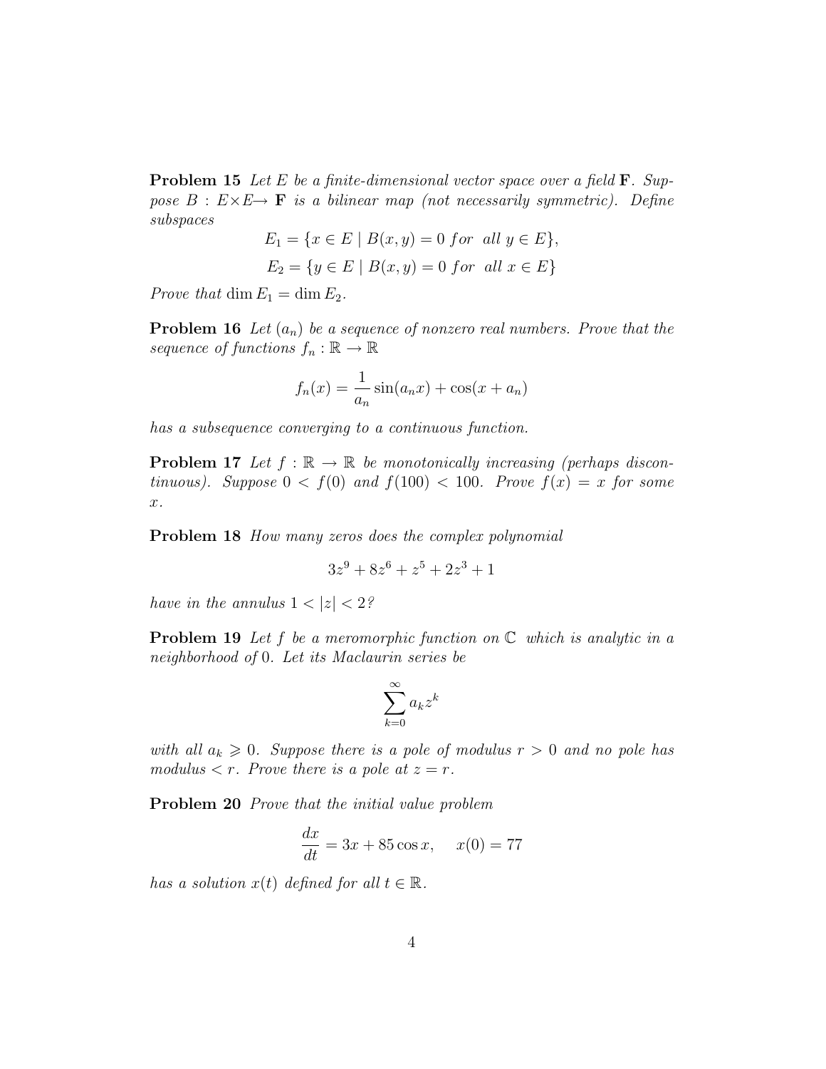**Problem 15** *Let $E$ be a finite-dimensional vector space over a field $\mathbf{F}$. Suppose $B : E \times E \to \mathbf{F}$ is a bilinear map (not necessarily symmetric). Define subspaces*

$$E_1 = \{x \in E \mid B(x, y) = 0 \text{ for all } y \in E\},$$

$$E_2 = \{y \in E \mid B(x, y) = 0 \text{ for all } x \in E\}$$

*Prove that $\dim E_1 = \dim E_2$.*

**Problem 16** *Let $(a_n)$ be a sequence of nonzero real numbers. Prove that the sequence of functions $f_n : \mathbb{R} \to \mathbb{R}$*

$$f_n(x) = \frac{1}{a_n} \sin(a_n x) + \cos(x + a_n)$$

*has a subsequence converging to a continuous function.*

**Problem 17** *Let $f : \mathbb{R} \to \mathbb{R}$ be monotonically increasing (perhaps discontinuous). Suppose $0 < f(0)$ and $f(100) < 100$. Prove $f(x) = x$ for some $x$.*

**Problem 18** *How many zeros does the complex polynomial*

$$3z^9 + 8z^6 + z^5 + 2z^3 + 1$$

*have in the annulus $1 < |z| < 2$?*

**Problem 19** *Let $f$ be a meromorphic function on $\mathbb{C}$ which is analytic in a neighborhood of $0$. Let its Maclaurin series be*

$$\sum_{k=0}^{\infty} a_k z^k$$

*with all $a_k \geqslant 0$. Suppose there is a pole of modulus $r > 0$ and no pole has modulus $< r$. Prove there is a pole at $z = r$.*

**Problem 20** *Prove that the initial value problem*

$$\frac{dx}{dt} = 3x + 85 \cos x, \quad x(0) = 77$$

*has a solution $x(t)$ defined for all $t \in \mathbb{R}$.*